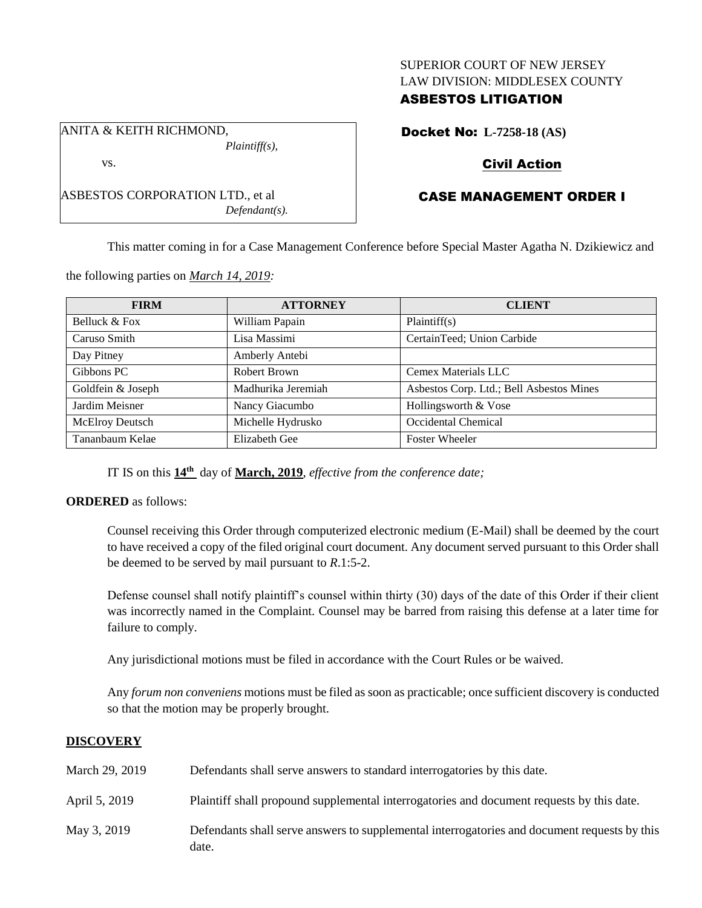SUPERIOR COURT OF NEW JERSEY
LAW DIVISION: MIDDLESEX COUNTY
**ASBESTOS LITIGATION**

ANITA & KEITH RICHMOND,
*Plaintiff(s),*

vs.

ASBESTOS CORPORATION LTD., et al
*Defendant(s).*

**Docket No: L-7258-18 (AS)**

**Civil Action**

**CASE MANAGEMENT ORDER I**

This matter coming in for a Case Management Conference before Special Master Agatha N. Dzikiewicz and the following parties on *March 14, 2019:*

| FIRM | ATTORNEY | CLIENT |
| --- | --- | --- |
| Belluck & Fox | William Papain | Plaintiff(s) |
| Caruso Smith | Lisa Massimi | CertainTeed; Union Carbide |
| Day Pitney | Amberly Antebi | |
| Gibbons PC | Robert Brown | Cemex Materials LLC |
| Goldfein & Joseph | Madhurika Jeremiah | Asbestos Corp. Ltd.; Bell Asbestos Mines |
| Jardim Meisner | Nancy Giacumbo | Hollingsworth & Vose |
| McElroy Deutsch | Michelle Hydrusko | Occidental Chemical |
| Tananbaum Kelae | Elizabeth Gee | Foster Wheeler |

IT IS on this **14th** day of **March, 2019**, *effective from the conference date;*

**ORDERED** as follows:

Counsel receiving this Order through computerized electronic medium (E-Mail) shall be deemed by the court to have received a copy of the filed original court document. Any document served pursuant to this Order shall be deemed to be served by mail pursuant to *R*.1:5-2.

Defense counsel shall notify plaintiff's counsel within thirty (30) days of the date of this Order if their client was incorrectly named in the Complaint. Counsel may be barred from raising this defense at a later time for failure to comply.

Any jurisdictional motions must be filed in accordance with the Court Rules or be waived.

Any *forum non conveniens* motions must be filed as soon as practicable; once sufficient discovery is conducted so that the motion may be properly brought.

## DISCOVERY

| | |
| --- | --- |
| March 29, 2019 | Defendants shall serve answers to standard interrogatories by this date. |
| April 5, 2019 | Plaintiff shall propound supplemental interrogatories and document requests by this date. |
| May 3, 2019 | Defendants shall serve answers to supplemental interrogatories and document requests by this date. |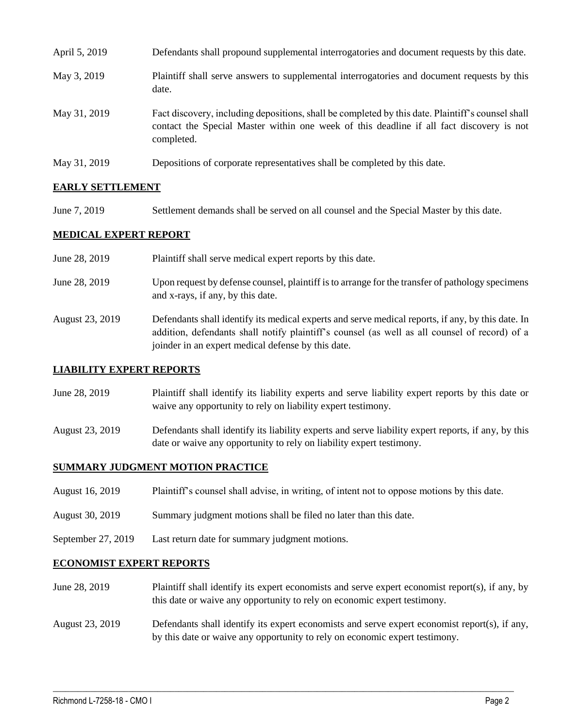| | |
|---|---|
| April 5, 2019 | Defendants shall propound supplemental interrogatories and document requests by this date. |
| May 3, 2019 | Plaintiff shall serve answers to supplemental interrogatories and document requests by this date. |
| May 31, 2019 | Fact discovery, including depositions, shall be completed by this date. Plaintiff's counsel shall contact the Special Master within one week of this deadline if all fact discovery is not completed. |
| May 31, 2019 | Depositions of corporate representatives shall be completed by this date. |

## EARLY SETTLEMENT

| | |
|---|---|
| June 7, 2019 | Settlement demands shall be served on all counsel and the Special Master by this date. |

## MEDICAL EXPERT REPORT

| | |
|---|---|
| June 28, 2019 | Plaintiff shall serve medical expert reports by this date. |
| June 28, 2019 | Upon request by defense counsel, plaintiff is to arrange for the transfer of pathology specimens and x-rays, if any, by this date. |
| August 23, 2019 | Defendants shall identify its medical experts and serve medical reports, if any, by this date. In addition, defendants shall notify plaintiff's counsel (as well as all counsel of record) of a joinder in an expert medical defense by this date. |

## LIABILITY EXPERT REPORTS

| | |
|---|---|
| June 28, 2019 | Plaintiff shall identify its liability experts and serve liability expert reports by this date or waive any opportunity to rely on liability expert testimony. |
| August 23, 2019 | Defendants shall identify its liability experts and serve liability expert reports, if any, by this date or waive any opportunity to rely on liability expert testimony. |

## SUMMARY JUDGMENT MOTION PRACTICE

| | |
|---|---|
| August 16, 2019 | Plaintiff's counsel shall advise, in writing, of intent not to oppose motions by this date. |
| August 30, 2019 | Summary judgment motions shall be filed no later than this date. |
| September 27, 2019 | Last return date for summary judgment motions. |

## ECONOMIST EXPERT REPORTS

| | |
|---|---|
| June 28, 2019 | Plaintiff shall identify its expert economists and serve expert economist report(s), if any, by this date or waive any opportunity to rely on economic expert testimony. |
| August 23, 2019 | Defendants shall identify its expert economists and serve expert economist report(s), if any, by this date or waive any opportunity to rely on economic expert testimony. |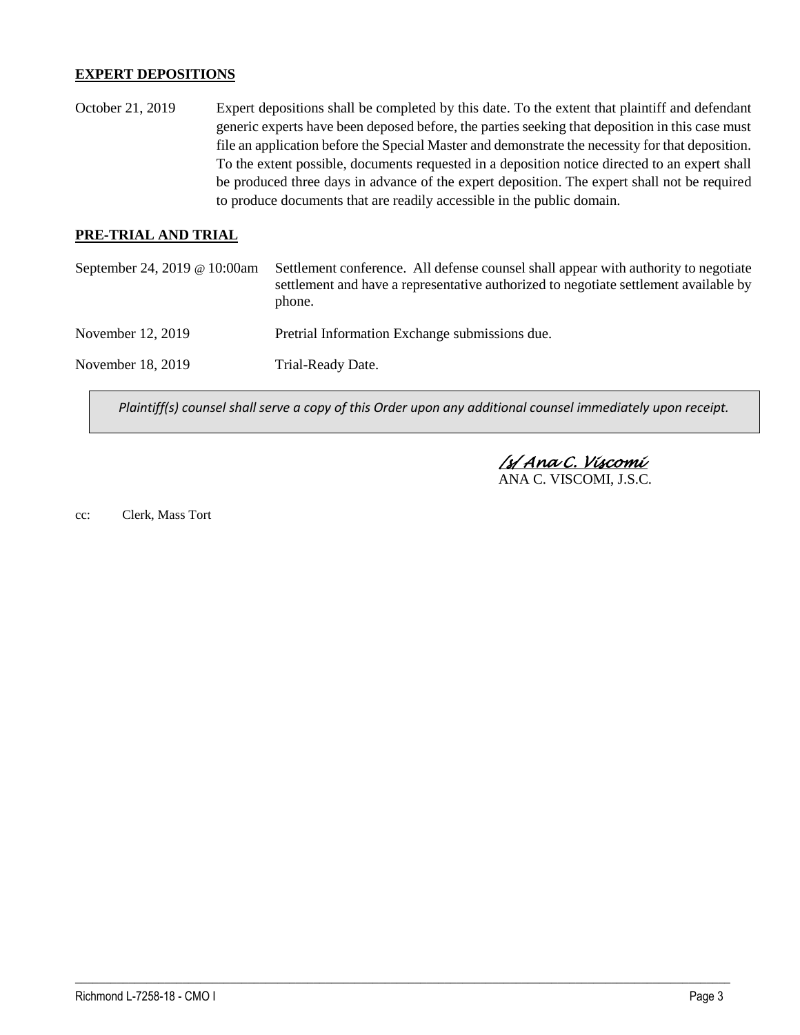**EXPERT DEPOSITIONS**

| | |
|---|---|
| October 21, 2019 | Expert depositions shall be completed by this date. To the extent that plaintiff and defendant generic experts have been deposed before, the parties seeking that deposition in this case must file an application before the Special Master and demonstrate the necessity for that deposition. To the extent possible, documents requested in a deposition notice directed to an expert shall be produced three days in advance of the expert deposition. The expert shall not be required to produce documents that are readily accessible in the public domain. |

**PRE-TRIAL AND TRIAL**

| | |
|---|---|
| September 24, 2019 @ 10:00am | Settlement conference. All defense counsel shall appear with authority to negotiate settlement and have a representative authorized to negotiate settlement available by phone. |
| November 12, 2019 | Pretrial Information Exchange submissions due. |
| November 18, 2019 | Trial-Ready Date. |

*Plaintiff(s) counsel shall serve a copy of this Order upon any additional counsel immediately upon receipt.*

/s/ Ana C. Viscomi
ANA C. VISCOMI, J.S.C.

cc: Clerk, Mass Tort